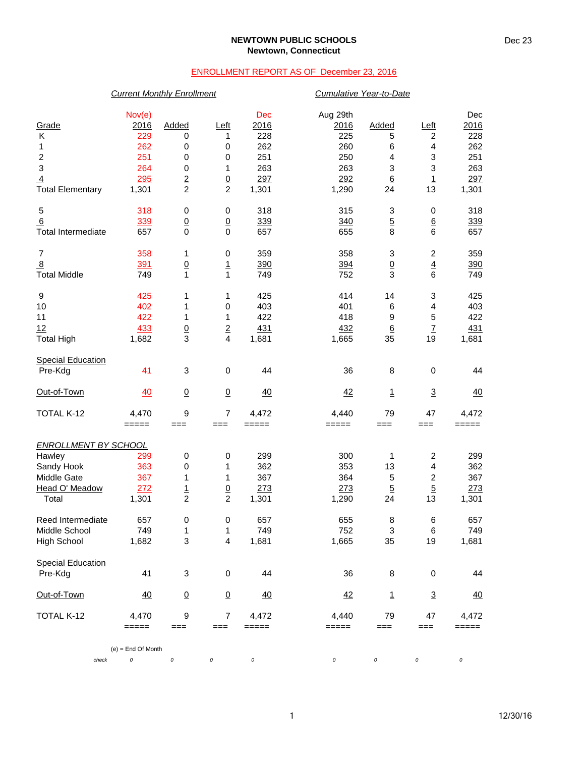**NEWTOWN PUBLIC SCHOOLS**
**Newtown, Connecticut**

Dec 23

ENROLLMENT REPORT AS OF December 23, 2016

| | *Current Monthly Enrollment* | | | | *Cumulative Year-to-Date* | | | |
|---|---|---|---|---|---|---|---|---|
| Grade | Nov(e) 2016 | Added | Left | Dec 2016 | Aug 29th 2016 | Added | Left | Dec 2016 |
| K | 229 | 0 | 1 | 228 | 225 | 5 | 2 | 228 |
| 1 | 262 | 0 | 0 | 262 | 260 | 6 | 4 | 262 |
| 2 | 251 | 0 | 0 | 251 | 250 | 4 | 3 | 251 |
| 3 | 264 | 0 | 1 | 263 | 263 | 3 | 3 | 263 |
| 4 | 295 | 2 | 0 | 297 | 292 | 6 | 1 | 297 |
| Total Elementary | 1,301 | 2 | 2 | 1,301 | 1,290 | 24 | 13 | 1,301 |
| 5 | 318 | 0 | 0 | 318 | 315 | 3 | 0 | 318 |
| 6 | 339 | 0 | 0 | 339 | 340 | 5 | 6 | 339 |
| Total Intermediate | 657 | 0 | 0 | 657 | 655 | 8 | 6 | 657 |
| 7 | 358 | 1 | 0 | 359 | 358 | 3 | 2 | 359 |
| 8 | 391 | 0 | 1 | 390 | 394 | 0 | 4 | 390 |
| Total Middle | 749 | 1 | 1 | 749 | 752 | 3 | 6 | 749 |
| 9 | 425 | 1 | 1 | 425 | 414 | 14 | 3 | 425 |
| 10 | 402 | 1 | 0 | 403 | 401 | 6 | 4 | 403 |
| 11 | 422 | 1 | 1 | 422 | 418 | 9 | 5 | 422 |
| 12 | 433 | 0 | 2 | 431 | 432 | 6 | 7 | 431 |
| Total High | 1,682 | 3 | 4 | 1,681 | 1,665 | 35 | 19 | 1,681 |
| Special Education | | | | | | | | |
| Pre-Kdg | 41 | 3 | 0 | 44 | 36 | 8 | 0 | 44 |
| Out-of-Town | 40 | 0 | 0 | 40 | 42 | 1 | 3 | 40 |
| TOTAL K-12 | 4,470 | 9 | 7 | 4,472 | 4,440 | 79 | 47 | 4,472 |
| | ===== | === | === | ===== | ===== | === | === | ===== |
| *ENROLLMENT BY SCHOOL* | | | | | | | | |
| Hawley | 299 | 0 | 0 | 299 | 300 | 1 | 2 | 299 |
| Sandy Hook | 363 | 0 | 1 | 362 | 353 | 13 | 4 | 362 |
| Middle Gate | 367 | 1 | 1 | 367 | 364 | 5 | 2 | 367 |
| Head O' Meadow | 272 | 1 | 0 | 273 | 273 | 5 | 5 | 273 |
| Total | 1,301 | 2 | 2 | 1,301 | 1,290 | 24 | 13 | 1,301 |
| Reed Intermediate | 657 | 0 | 0 | 657 | 655 | 8 | 6 | 657 |
| Middle School | 749 | 1 | 1 | 749 | 752 | 3 | 6 | 749 |
| High School | 1,682 | 3 | 4 | 1,681 | 1,665 | 35 | 19 | 1,681 |
| Special Education | | | | | | | | |
| Pre-Kdg | 41 | 3 | 0 | 44 | 36 | 8 | 0 | 44 |
| Out-of-Town | 40 | 0 | 0 | 40 | 42 | 1 | 3 | 40 |
| TOTAL K-12 | 4,470 | 9 | 7 | 4,472 | 4,440 | 79 | 47 | 4,472 |
| | ===== | === | === | ===== | ===== | === | === | ===== |
| *check* | *0* | *0* | *0* | *0* | *0* | *0* | *0* | *0* |

(e) = End Of Month

12/30/16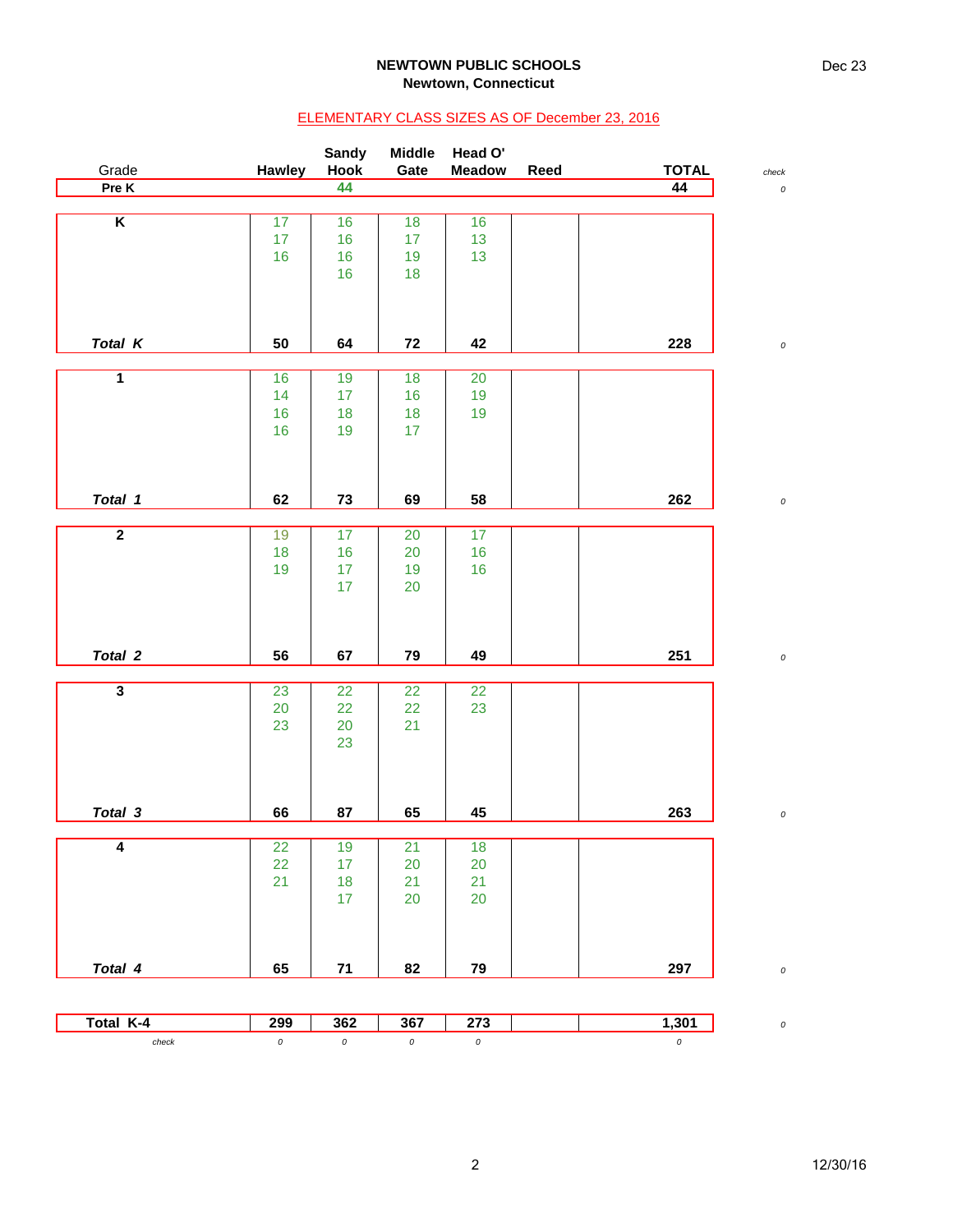**NEWTOWN PUBLIC SCHOOLS**
**Newtown, Connecticut**

Dec 23

ELEMENTARY CLASS SIZES AS OF December 23, 2016

| Grade | Hawley | Sandy Hook | Middle Gate | Head O' Meadow | Reed | TOTAL | check |
|---|---|---|---|---|---|---|---|
| **Pre K** | | 44 | | | | **44** | 0 |
| **K** | 17 | 16 | 18 | 16 | | | |
| | 17 | 16 | 17 | 13 | | | |
| | 16 | 16 | 19 | 13 | | | |
| | | 16 | 18 | | | | |
| ***Total K*** | **50** | **64** | **72** | **42** | | **228** | 0 |
| **1** | 16 | 19 | 18 | 20 | | | |
| | 14 | 17 | 16 | 19 | | | |
| | 16 | 18 | 18 | 19 | | | |
| | 16 | 19 | 17 | | | | |
| ***Total 1*** | **62** | **73** | **69** | **58** | | **262** | 0 |
| **2** | 19 | 17 | 20 | 17 | | | |
| | 18 | 16 | 20 | 16 | | | |
| | 19 | 17 | 19 | 16 | | | |
| | | 17 | 20 | | | | |
| ***Total 2*** | **56** | **67** | **79** | **49** | | **251** | 0 |
| **3** | 23 | 22 | 22 | 22 | | | |
| | 20 | 22 | 22 | 23 | | | |
| | 23 | 20 | 21 | | | | |
| | | 23 | | | | | |
| ***Total 3*** | **66** | **87** | **65** | **45** | | **263** | 0 |
| **4** | 22 | 19 | 21 | 18 | | | |
| | 22 | 17 | 20 | 20 | | | |
| | 21 | 18 | 21 | 21 | | | |
| | | 17 | 20 | 20 | | | |
| ***Total 4*** | **65** | **71** | **82** | **79** | | **297** | 0 |
| **Total K-4** | **299** | **362** | **367** | **273** | | **1,301** | 0 |
| *check* | *0* | *0* | *0* | *0* | | *0* | |

12/30/16